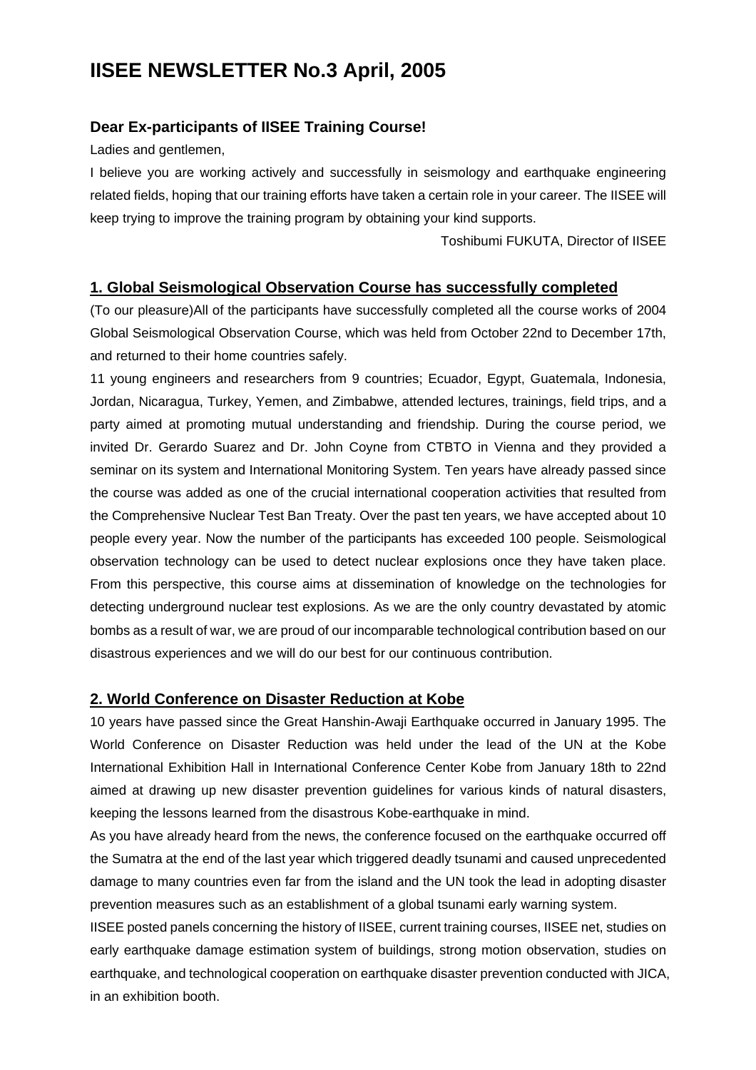# IISEE NEWSLETTER No.3 April, 2005

### Dear Ex-participants of IISEE Training Course!

Ladies and gentlemen,

I believe you are working actively and successfully in seismology and earthquake engineering related fields, hoping that our training efforts have taken a certain role in your career. The IISEE will keep trying to improve the training program by obtaining your kind supports.

Toshibumi FUKUTA, Director of IISEE

## 1. Global Seismological Observation Course has successfully completed

(To our pleasure)All of the participants have successfully completed all the course works of 2004 Global Seismological Observation Course, which was held from October 22nd to December 17th, and returned to their home countries safely.

11 young engineers and researchers from 9 countries; Ecuador, Egypt, Guatemala, Indonesia, Jordan, Nicaragua, Turkey, Yemen, and Zimbabwe, attended lectures, trainings, field trips, and a party aimed at promoting mutual understanding and friendship. During the course period, we invited Dr. Gerardo Suarez and Dr. John Coyne from CTBTO in Vienna and they provided a seminar on its system and International Monitoring System. Ten years have already passed since the course was added as one of the crucial international cooperation activities that resulted from the Comprehensive Nuclear Test Ban Treaty. Over the past ten years, we have accepted about 10 people every year. Now the number of the participants has exceeded 100 people. Seismological observation technology can be used to detect nuclear explosions once they have taken place. From this perspective, this course aims at dissemination of knowledge on the technologies for detecting underground nuclear test explosions. As we are the only country devastated by atomic bombs as a result of war, we are proud of our incomparable technological contribution based on our disastrous experiences and we will do our best for our continuous contribution.

## 2. World Conference on Disaster Reduction at Kobe

10 years have passed since the Great Hanshin-Awaji Earthquake occurred in January 1995. The World Conference on Disaster Reduction was held under the lead of the UN at the Kobe International Exhibition Hall in International Conference Center Kobe from January 18th to 22nd aimed at drawing up new disaster prevention guidelines for various kinds of natural disasters, keeping the lessons learned from the disastrous Kobe-earthquake in mind.

As you have already heard from the news, the conference focused on the earthquake occurred off the Sumatra at the end of the last year which triggered deadly tsunami and caused unprecedented damage to many countries even far from the island and the UN took the lead in adopting disaster prevention measures such as an establishment of a global tsunami early warning system.

IISEE posted panels concerning the history of IISEE, current training courses, IISEE net, studies on early earthquake damage estimation system of buildings, strong motion observation, studies on earthquake, and technological cooperation on earthquake disaster prevention conducted with JICA, in an exhibition booth.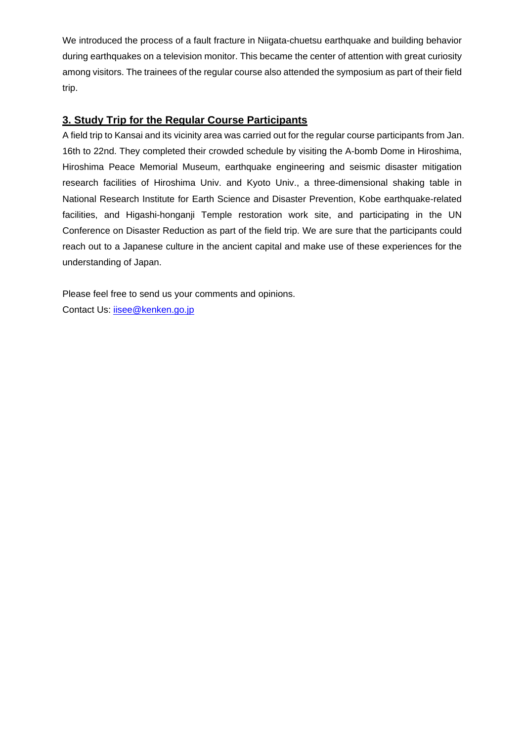We introduced the process of a fault fracture in Niigata-chuetsu earthquake and building behavior during earthquakes on a television monitor. This became the center of attention with great curiosity among visitors. The trainees of the regular course also attended the symposium as part of their field trip.

## 3. Study Trip for the Regular Course Participants

A field trip to Kansai and its vicinity area was carried out for the regular course participants from Jan. 16th to 22nd. They completed their crowded schedule by visiting the A-bomb Dome in Hiroshima, Hiroshima Peace Memorial Museum, earthquake engineering and seismic disaster mitigation research facilities of Hiroshima Univ. and Kyoto Univ., a three-dimensional shaking table in National Research Institute for Earth Science and Disaster Prevention, Kobe earthquake-related facilities, and Higashi-honganji Temple restoration work site, and participating in the UN Conference on Disaster Reduction as part of the field trip. We are sure that the participants could reach out to a Japanese culture in the ancient capital and make use of these experiences for the understanding of Japan.

Please feel free to send us your comments and opinions.
Contact Us: iisee@kenken.go.jp